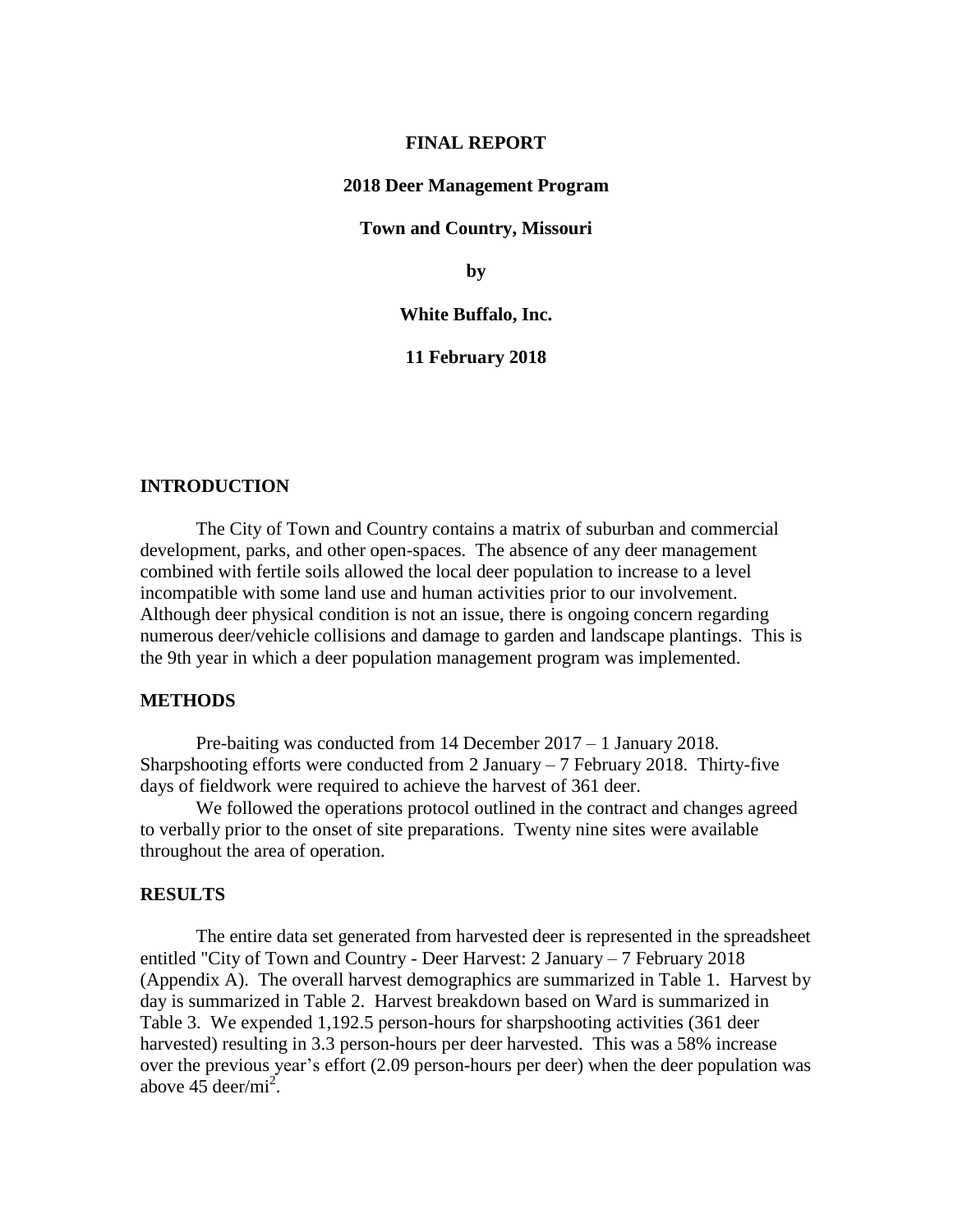**FINAL REPORT**

**2018 Deer Management Program**

**Town and Country, Missouri**

**by**

**White Buffalo, Inc.**

**11 February 2018**

## INTRODUCTION

The City of Town and Country contains a matrix of suburban and commercial development, parks, and other open-spaces. The absence of any deer management combined with fertile soils allowed the local deer population to increase to a level incompatible with some land use and human activities prior to our involvement. Although deer physical condition is not an issue, there is ongoing concern regarding numerous deer/vehicle collisions and damage to garden and landscape plantings. This is the 9th year in which a deer population management program was implemented.

## METHODS

Pre-baiting was conducted from 14 December 2017 – 1 January 2018. Sharpshooting efforts were conducted from 2 January – 7 February 2018. Thirty-five days of fieldwork were required to achieve the harvest of 361 deer.

We followed the operations protocol outlined in the contract and changes agreed to verbally prior to the onset of site preparations. Twenty nine sites were available throughout the area of operation.

## RESULTS

The entire data set generated from harvested deer is represented in the spreadsheet entitled "City of Town and Country - Deer Harvest: 2 January – 7 February 2018 (Appendix A). The overall harvest demographics are summarized in Table 1. Harvest by day is summarized in Table 2. Harvest breakdown based on Ward is summarized in Table 3. We expended 1,192.5 person-hours for sharpshooting activities (361 deer harvested) resulting in 3.3 person-hours per deer harvested. This was a 58% increase over the previous year's effort (2.09 person-hours per deer) when the deer population was above 45 deer/mi$^2$.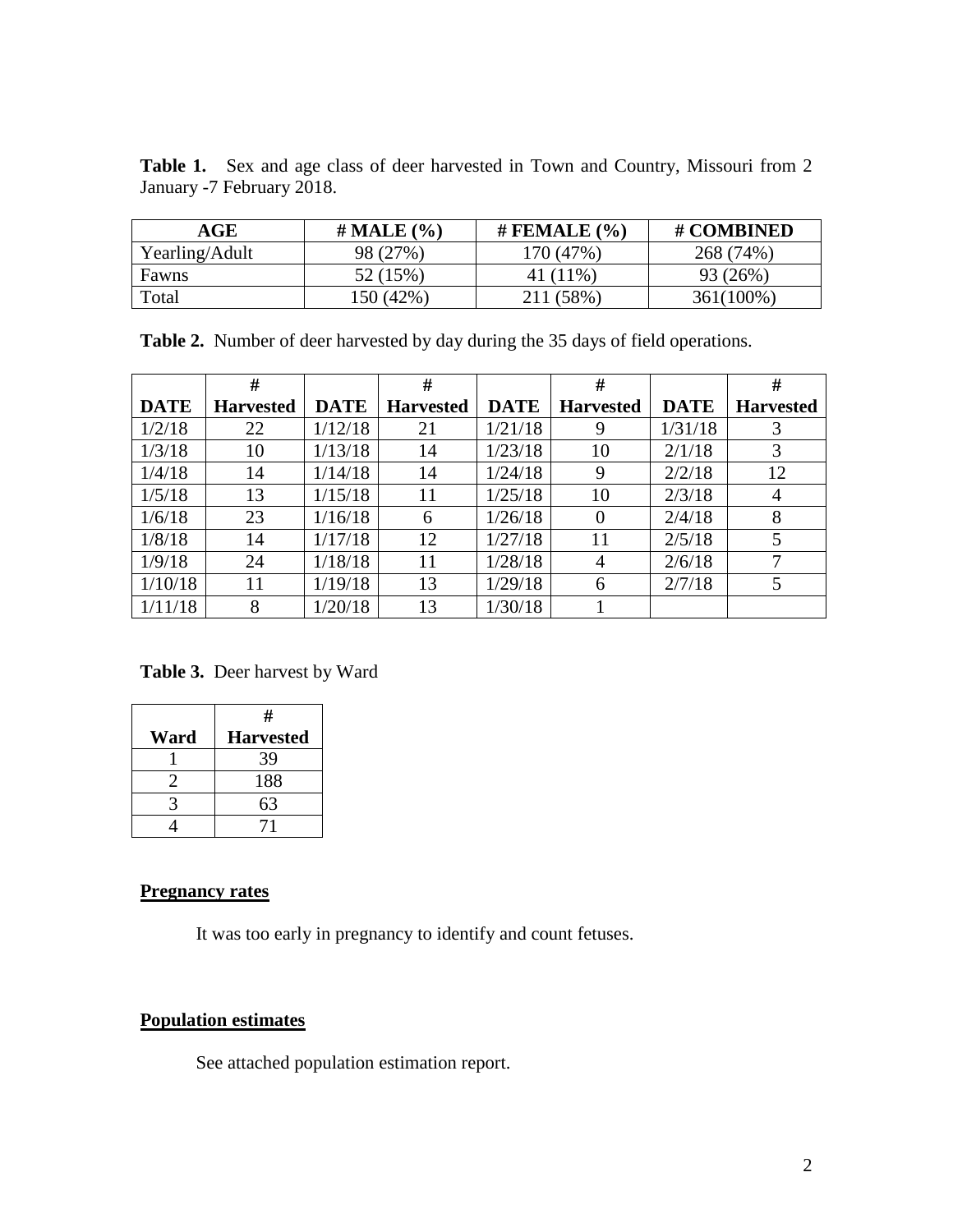**Table 1.** Sex and age class of deer harvested in Town and Country, Missouri from 2 January -7 February 2018.

| AGE | # MALE (%) | # FEMALE (%) | # COMBINED |
|---|---|---|---|
| Yearling/Adult | 98 (27%) | 170 (47%) | 268 (74%) |
| Fawns | 52 (15%) | 41 (11%) | 93 (26%) |
| Total | 150 (42%) | 211 (58%) | 361(100%) |

**Table 2.** Number of deer harvested by day during the 35 days of field operations.

| DATE | # Harvested | DATE | # Harvested | DATE | # Harvested | DATE | # Harvested |
|---|---|---|---|---|---|---|---|
| 1/2/18 | 22 | 1/12/18 | 21 | 1/21/18 | 9 | 1/31/18 | 3 |
| 1/3/18 | 10 | 1/13/18 | 14 | 1/23/18 | 10 | 2/1/18 | 3 |
| 1/4/18 | 14 | 1/14/18 | 14 | 1/24/18 | 9 | 2/2/18 | 12 |
| 1/5/18 | 13 | 1/15/18 | 11 | 1/25/18 | 10 | 2/3/18 | 4 |
| 1/6/18 | 23 | 1/16/18 | 6 | 1/26/18 | 0 | 2/4/18 | 8 |
| 1/8/18 | 14 | 1/17/18 | 12 | 1/27/18 | 11 | 2/5/18 | 5 |
| 1/9/18 | 24 | 1/18/18 | 11 | 1/28/18 | 4 | 2/6/18 | 7 |
| 1/10/18 | 11 | 1/19/18 | 13 | 1/29/18 | 6 | 2/7/18 | 5 |
| 1/11/18 | 8 | 1/20/18 | 13 | 1/30/18 | 1 | | |

**Table 3.** Deer harvest by Ward

| Ward | # Harvested |
|---|---|
| 1 | 39 |
| 2 | 188 |
| 3 | 63 |
| 4 | 71 |

**Pregnancy rates**

It was too early in pregnancy to identify and count fetuses.

**Population estimates**

See attached population estimation report.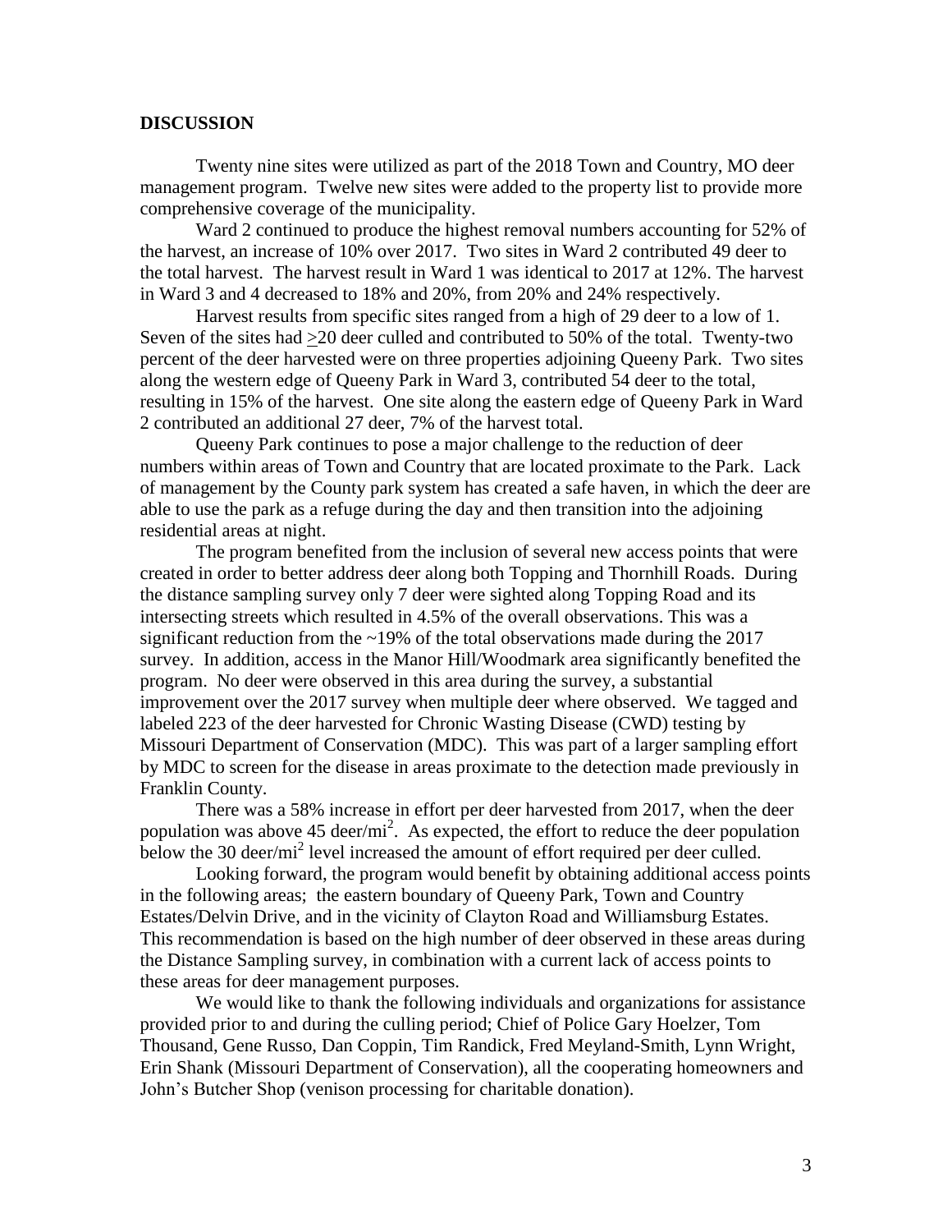## DISCUSSION

Twenty nine sites were utilized as part of the 2018 Town and Country, MO deer management program. Twelve new sites were added to the property list to provide more comprehensive coverage of the municipality.

Ward 2 continued to produce the highest removal numbers accounting for 52% of the harvest, an increase of 10% over 2017. Two sites in Ward 2 contributed 49 deer to the total harvest. The harvest result in Ward 1 was identical to 2017 at 12%. The harvest in Ward 3 and 4 decreased to 18% and 20%, from 20% and 24% respectively.

Harvest results from specific sites ranged from a high of 29 deer to a low of 1. Seven of the sites had ≥20 deer culled and contributed to 50% of the total. Twenty-two percent of the deer harvested were on three properties adjoining Queeny Park. Two sites along the western edge of Queeny Park in Ward 3, contributed 54 deer to the total, resulting in 15% of the harvest. One site along the eastern edge of Queeny Park in Ward 2 contributed an additional 27 deer, 7% of the harvest total.

Queeny Park continues to pose a major challenge to the reduction of deer numbers within areas of Town and Country that are located proximate to the Park. Lack of management by the County park system has created a safe haven, in which the deer are able to use the park as a refuge during the day and then transition into the adjoining residential areas at night.

The program benefited from the inclusion of several new access points that were created in order to better address deer along both Topping and Thornhill Roads. During the distance sampling survey only 7 deer were sighted along Topping Road and its intersecting streets which resulted in 4.5% of the overall observations. This was a significant reduction from the ~19% of the total observations made during the 2017 survey. In addition, access in the Manor Hill/Woodmark area significantly benefited the program. No deer were observed in this area during the survey, a substantial improvement over the 2017 survey when multiple deer where observed. We tagged and labeled 223 of the deer harvested for Chronic Wasting Disease (CWD) testing by Missouri Department of Conservation (MDC). This was part of a larger sampling effort by MDC to screen for the disease in areas proximate to the detection made previously in Franklin County.

There was a 58% increase in effort per deer harvested from 2017, when the deer population was above 45 deer/mi$^2$. As expected, the effort to reduce the deer population below the 30 deer/mi$^2$ level increased the amount of effort required per deer culled.

Looking forward, the program would benefit by obtaining additional access points in the following areas; the eastern boundary of Queeny Park, Town and Country Estates/Delvin Drive, and in the vicinity of Clayton Road and Williamsburg Estates. This recommendation is based on the high number of deer observed in these areas during the Distance Sampling survey, in combination with a current lack of access points to these areas for deer management purposes.

We would like to thank the following individuals and organizations for assistance provided prior to and during the culling period; Chief of Police Gary Hoelzer, Tom Thousand, Gene Russo, Dan Coppin, Tim Randick, Fred Meyland-Smith, Lynn Wright, Erin Shank (Missouri Department of Conservation), all the cooperating homeowners and John's Butcher Shop (venison processing for charitable donation).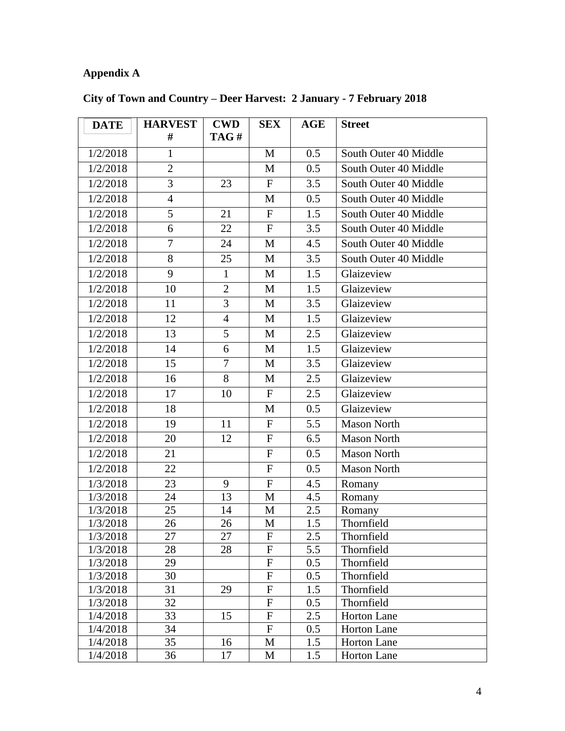**Appendix A**

**City of Town and Country – Deer Harvest: 2 January - 7 February 2018**

| DATE | HARVEST # | CWD TAG # | SEX | AGE | Street |
|---|---|---|---|---|---|
| 1/2/2018 | 1 | | M | 0.5 | South Outer 40 Middle |
| 1/2/2018 | 2 | | M | 0.5 | South Outer 40 Middle |
| 1/2/2018 | 3 | 23 | F | 3.5 | South Outer 40 Middle |
| 1/2/2018 | 4 | | M | 0.5 | South Outer 40 Middle |
| 1/2/2018 | 5 | 21 | F | 1.5 | South Outer 40 Middle |
| 1/2/2018 | 6 | 22 | F | 3.5 | South Outer 40 Middle |
| 1/2/2018 | 7 | 24 | M | 4.5 | South Outer 40 Middle |
| 1/2/2018 | 8 | 25 | M | 3.5 | South Outer 40 Middle |
| 1/2/2018 | 9 | 1 | M | 1.5 | Glaizeview |
| 1/2/2018 | 10 | 2 | M | 1.5 | Glaizeview |
| 1/2/2018 | 11 | 3 | M | 3.5 | Glaizeview |
| 1/2/2018 | 12 | 4 | M | 1.5 | Glaizeview |
| 1/2/2018 | 13 | 5 | M | 2.5 | Glaizeview |
| 1/2/2018 | 14 | 6 | M | 1.5 | Glaizeview |
| 1/2/2018 | 15 | 7 | M | 3.5 | Glaizeview |
| 1/2/2018 | 16 | 8 | M | 2.5 | Glaizeview |
| 1/2/2018 | 17 | 10 | F | 2.5 | Glaizeview |
| 1/2/2018 | 18 | | M | 0.5 | Glaizeview |
| 1/2/2018 | 19 | 11 | F | 5.5 | Mason North |
| 1/2/2018 | 20 | 12 | F | 6.5 | Mason North |
| 1/2/2018 | 21 | | F | 0.5 | Mason North |
| 1/2/2018 | 22 | | F | 0.5 | Mason North |
| 1/3/2018 | 23 | 9 | F | 4.5 | Romany |
| 1/3/2018 | 24 | 13 | M | 4.5 | Romany |
| 1/3/2018 | 25 | 14 | M | 2.5 | Romany |
| 1/3/2018 | 26 | 26 | M | 1.5 | Thornfield |
| 1/3/2018 | 27 | 27 | F | 2.5 | Thornfield |
| 1/3/2018 | 28 | 28 | F | 5.5 | Thornfield |
| 1/3/2018 | 29 | | F | 0.5 | Thornfield |
| 1/3/2018 | 30 | | F | 0.5 | Thornfield |
| 1/3/2018 | 31 | 29 | F | 1.5 | Thornfield |
| 1/3/2018 | 32 | | F | 0.5 | Thornfield |
| 1/4/2018 | 33 | 15 | F | 2.5 | Horton Lane |
| 1/4/2018 | 34 | | F | 0.5 | Horton Lane |
| 1/4/2018 | 35 | 16 | M | 1.5 | Horton Lane |
| 1/4/2018 | 36 | 17 | M | 1.5 | Horton Lane |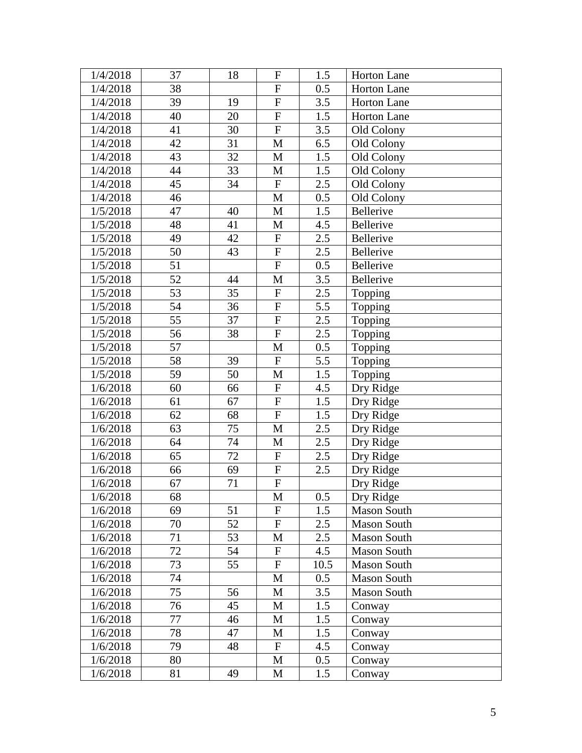| | | | | | |
|---|---|---|---|---|---|
| 1/4/2018 | 37 | 18 | F | 1.5 | Horton Lane |
| 1/4/2018 | 38 | | F | 0.5 | Horton Lane |
| 1/4/2018 | 39 | 19 | F | 3.5 | Horton Lane |
| 1/4/2018 | 40 | 20 | F | 1.5 | Horton Lane |
| 1/4/2018 | 41 | 30 | F | 3.5 | Old Colony |
| 1/4/2018 | 42 | 31 | M | 6.5 | Old Colony |
| 1/4/2018 | 43 | 32 | M | 1.5 | Old Colony |
| 1/4/2018 | 44 | 33 | M | 1.5 | Old Colony |
| 1/4/2018 | 45 | 34 | F | 2.5 | Old Colony |
| 1/4/2018 | 46 | | M | 0.5 | Old Colony |
| 1/5/2018 | 47 | 40 | M | 1.5 | Bellerive |
| 1/5/2018 | 48 | 41 | M | 4.5 | Bellerive |
| 1/5/2018 | 49 | 42 | F | 2.5 | Bellerive |
| 1/5/2018 | 50 | 43 | F | 2.5 | Bellerive |
| 1/5/2018 | 51 | | F | 0.5 | Bellerive |
| 1/5/2018 | 52 | 44 | M | 3.5 | Bellerive |
| 1/5/2018 | 53 | 35 | F | 2.5 | Topping |
| 1/5/2018 | 54 | 36 | F | 5.5 | Topping |
| 1/5/2018 | 55 | 37 | F | 2.5 | Topping |
| 1/5/2018 | 56 | 38 | F | 2.5 | Topping |
| 1/5/2018 | 57 | | M | 0.5 | Topping |
| 1/5/2018 | 58 | 39 | F | 5.5 | Topping |
| 1/5/2018 | 59 | 50 | M | 1.5 | Topping |
| 1/6/2018 | 60 | 66 | F | 4.5 | Dry Ridge |
| 1/6/2018 | 61 | 67 | F | 1.5 | Dry Ridge |
| 1/6/2018 | 62 | 68 | F | 1.5 | Dry Ridge |
| 1/6/2018 | 63 | 75 | M | 2.5 | Dry Ridge |
| 1/6/2018 | 64 | 74 | M | 2.5 | Dry Ridge |
| 1/6/2018 | 65 | 72 | F | 2.5 | Dry Ridge |
| 1/6/2018 | 66 | 69 | F | 2.5 | Dry Ridge |
| 1/6/2018 | 67 | 71 | F | | Dry Ridge |
| 1/6/2018 | 68 | | M | 0.5 | Dry Ridge |
| 1/6/2018 | 69 | 51 | F | 1.5 | Mason South |
| 1/6/2018 | 70 | 52 | F | 2.5 | Mason South |
| 1/6/2018 | 71 | 53 | M | 2.5 | Mason South |
| 1/6/2018 | 72 | 54 | F | 4.5 | Mason South |
| 1/6/2018 | 73 | 55 | F | 10.5 | Mason South |
| 1/6/2018 | 74 | | M | 0.5 | Mason South |
| 1/6/2018 | 75 | 56 | M | 3.5 | Mason South |
| 1/6/2018 | 76 | 45 | M | 1.5 | Conway |
| 1/6/2018 | 77 | 46 | M | 1.5 | Conway |
| 1/6/2018 | 78 | 47 | M | 1.5 | Conway |
| 1/6/2018 | 79 | 48 | F | 4.5 | Conway |
| 1/6/2018 | 80 | | M | 0.5 | Conway |
| 1/6/2018 | 81 | 49 | M | 1.5 | Conway |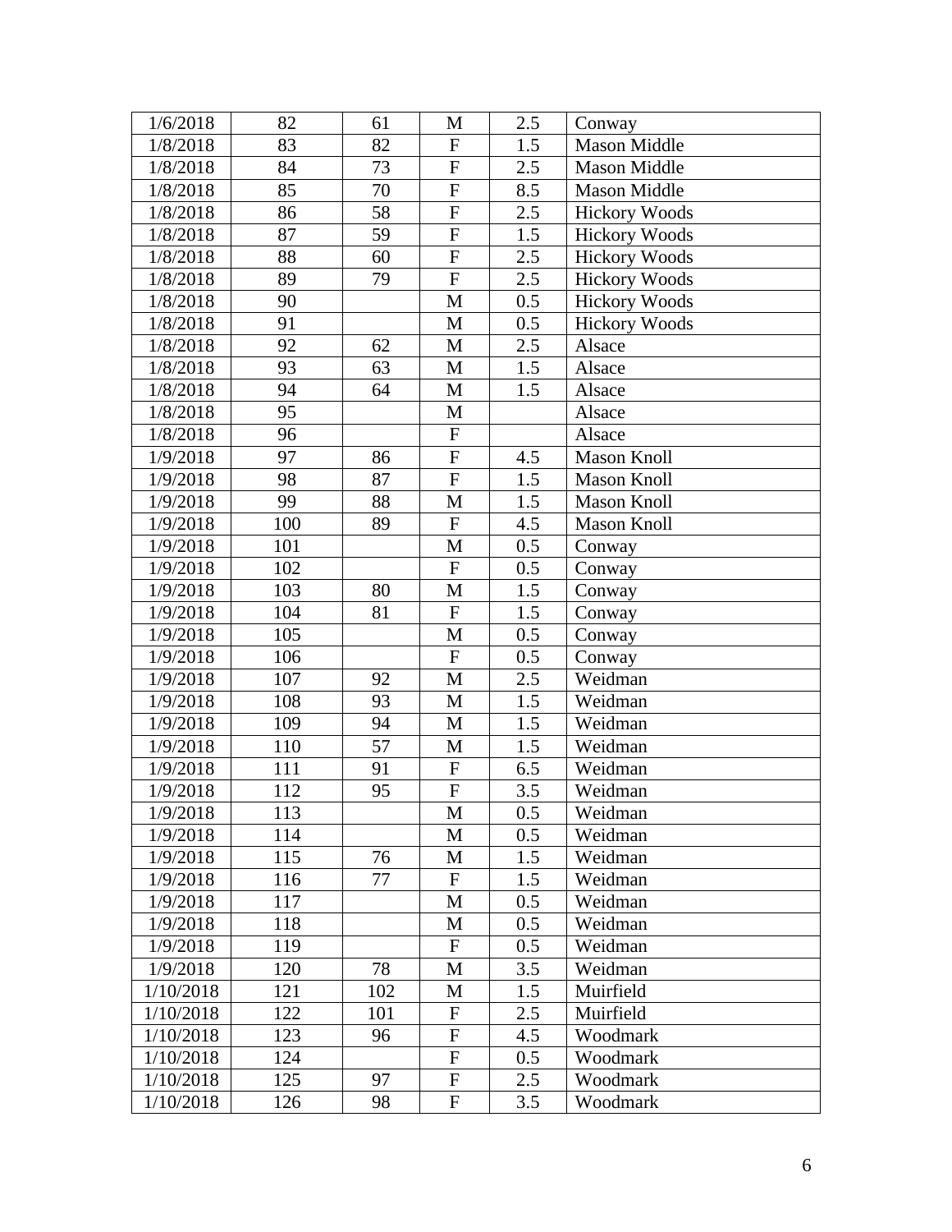| | | | | | |
|---|---|---|---|---|---|
| 1/6/2018 | 82 | 61 | M | 2.5 | Conway |
| 1/8/2018 | 83 | 82 | F | 1.5 | Mason Middle |
| 1/8/2018 | 84 | 73 | F | 2.5 | Mason Middle |
| 1/8/2018 | 85 | 70 | F | 8.5 | Mason Middle |
| 1/8/2018 | 86 | 58 | F | 2.5 | Hickory Woods |
| 1/8/2018 | 87 | 59 | F | 1.5 | Hickory Woods |
| 1/8/2018 | 88 | 60 | F | 2.5 | Hickory Woods |
| 1/8/2018 | 89 | 79 | F | 2.5 | Hickory Woods |
| 1/8/2018 | 90 | | M | 0.5 | Hickory Woods |
| 1/8/2018 | 91 | | M | 0.5 | Hickory Woods |
| 1/8/2018 | 92 | 62 | M | 2.5 | Alsace |
| 1/8/2018 | 93 | 63 | M | 1.5 | Alsace |
| 1/8/2018 | 94 | 64 | M | 1.5 | Alsace |
| 1/8/2018 | 95 | | M | | Alsace |
| 1/8/2018 | 96 | | F | | Alsace |
| 1/9/2018 | 97 | 86 | F | 4.5 | Mason Knoll |
| 1/9/2018 | 98 | 87 | F | 1.5 | Mason Knoll |
| 1/9/2018 | 99 | 88 | M | 1.5 | Mason Knoll |
| 1/9/2018 | 100 | 89 | F | 4.5 | Mason Knoll |
| 1/9/2018 | 101 | | M | 0.5 | Conway |
| 1/9/2018 | 102 | | F | 0.5 | Conway |
| 1/9/2018 | 103 | 80 | M | 1.5 | Conway |
| 1/9/2018 | 104 | 81 | F | 1.5 | Conway |
| 1/9/2018 | 105 | | M | 0.5 | Conway |
| 1/9/2018 | 106 | | F | 0.5 | Conway |
| 1/9/2018 | 107 | 92 | M | 2.5 | Weidman |
| 1/9/2018 | 108 | 93 | M | 1.5 | Weidman |
| 1/9/2018 | 109 | 94 | M | 1.5 | Weidman |
| 1/9/2018 | 110 | 57 | M | 1.5 | Weidman |
| 1/9/2018 | 111 | 91 | F | 6.5 | Weidman |
| 1/9/2018 | 112 | 95 | F | 3.5 | Weidman |
| 1/9/2018 | 113 | | M | 0.5 | Weidman |
| 1/9/2018 | 114 | | M | 0.5 | Weidman |
| 1/9/2018 | 115 | 76 | M | 1.5 | Weidman |
| 1/9/2018 | 116 | 77 | F | 1.5 | Weidman |
| 1/9/2018 | 117 | | M | 0.5 | Weidman |
| 1/9/2018 | 118 | | M | 0.5 | Weidman |
| 1/9/2018 | 119 | | F | 0.5 | Weidman |
| 1/9/2018 | 120 | 78 | M | 3.5 | Weidman |
| 1/10/2018 | 121 | 102 | M | 1.5 | Muirfield |
| 1/10/2018 | 122 | 101 | F | 2.5 | Muirfield |
| 1/10/2018 | 123 | 96 | F | 4.5 | Woodmark |
| 1/10/2018 | 124 | | F | 0.5 | Woodmark |
| 1/10/2018 | 125 | 97 | F | 2.5 | Woodmark |
| 1/10/2018 | 126 | 98 | F | 3.5 | Woodmark |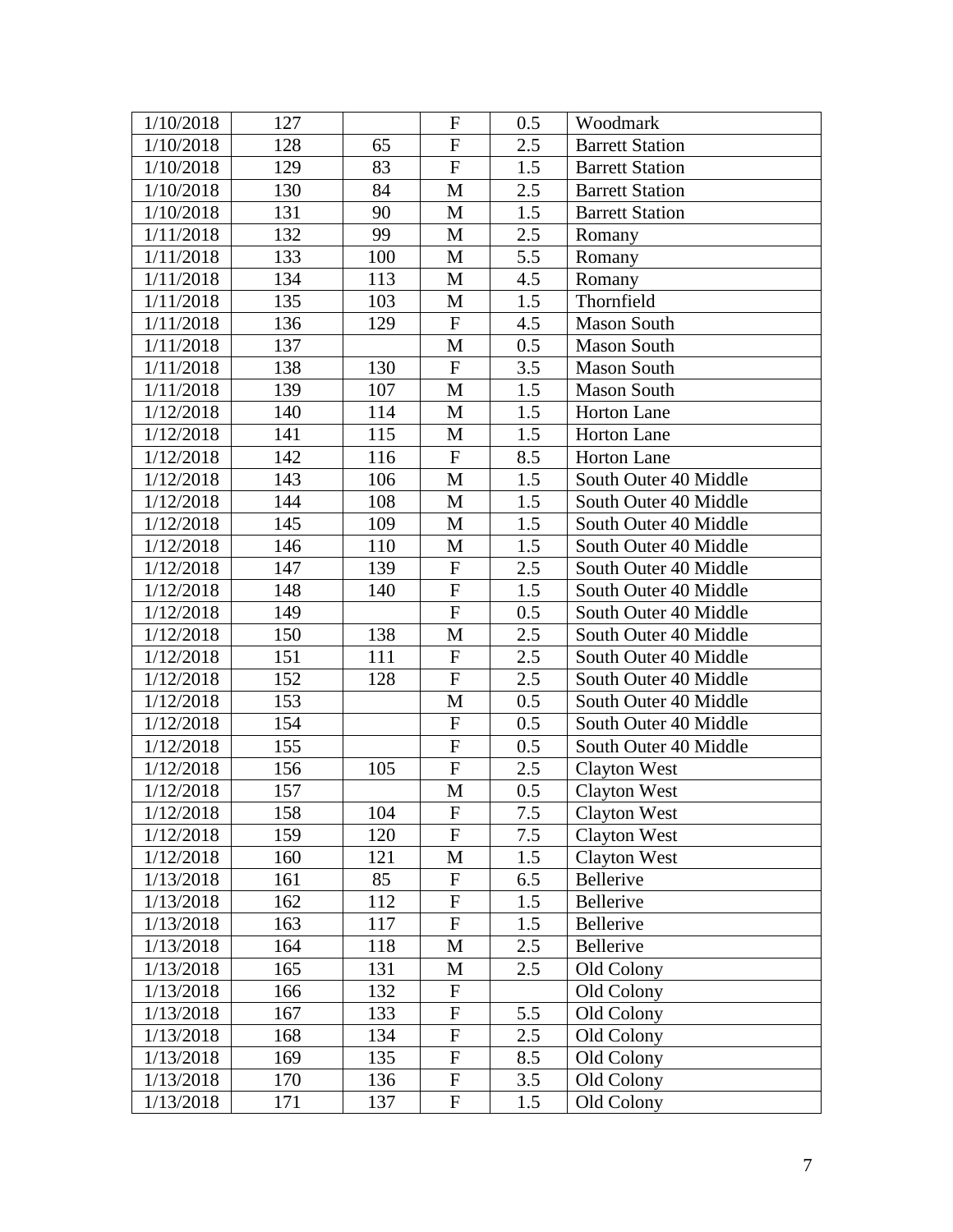| 1/10/2018 | 127 |  | F | 0.5 | Woodmark |
|---|---|---|---|---|---|
| 1/10/2018 | 128 | 65 | F | 2.5 | Barrett Station |
| 1/10/2018 | 129 | 83 | F | 1.5 | Barrett Station |
| 1/10/2018 | 130 | 84 | M | 2.5 | Barrett Station |
| 1/10/2018 | 131 | 90 | M | 1.5 | Barrett Station |
| 1/11/2018 | 132 | 99 | M | 2.5 | Romany |
| 1/11/2018 | 133 | 100 | M | 5.5 | Romany |
| 1/11/2018 | 134 | 113 | M | 4.5 | Romany |
| 1/11/2018 | 135 | 103 | M | 1.5 | Thornfield |
| 1/11/2018 | 136 | 129 | F | 4.5 | Mason South |
| 1/11/2018 | 137 |  | M | 0.5 | Mason South |
| 1/11/2018 | 138 | 130 | F | 3.5 | Mason South |
| 1/11/2018 | 139 | 107 | M | 1.5 | Mason South |
| 1/12/2018 | 140 | 114 | M | 1.5 | Horton Lane |
| 1/12/2018 | 141 | 115 | M | 1.5 | Horton Lane |
| 1/12/2018 | 142 | 116 | F | 8.5 | Horton Lane |
| 1/12/2018 | 143 | 106 | M | 1.5 | South Outer 40 Middle |
| 1/12/2018 | 144 | 108 | M | 1.5 | South Outer 40 Middle |
| 1/12/2018 | 145 | 109 | M | 1.5 | South Outer 40 Middle |
| 1/12/2018 | 146 | 110 | M | 1.5 | South Outer 40 Middle |
| 1/12/2018 | 147 | 139 | F | 2.5 | South Outer 40 Middle |
| 1/12/2018 | 148 | 140 | F | 1.5 | South Outer 40 Middle |
| 1/12/2018 | 149 |  | F | 0.5 | South Outer 40 Middle |
| 1/12/2018 | 150 | 138 | M | 2.5 | South Outer 40 Middle |
| 1/12/2018 | 151 | 111 | F | 2.5 | South Outer 40 Middle |
| 1/12/2018 | 152 | 128 | F | 2.5 | South Outer 40 Middle |
| 1/12/2018 | 153 |  | M | 0.5 | South Outer 40 Middle |
| 1/12/2018 | 154 |  | F | 0.5 | South Outer 40 Middle |
| 1/12/2018 | 155 |  | F | 0.5 | South Outer 40 Middle |
| 1/12/2018 | 156 | 105 | F | 2.5 | Clayton West |
| 1/12/2018 | 157 |  | M | 0.5 | Clayton West |
| 1/12/2018 | 158 | 104 | F | 7.5 | Clayton West |
| 1/12/2018 | 159 | 120 | F | 7.5 | Clayton West |
| 1/12/2018 | 160 | 121 | M | 1.5 | Clayton West |
| 1/13/2018 | 161 | 85 | F | 6.5 | Bellerive |
| 1/13/2018 | 162 | 112 | F | 1.5 | Bellerive |
| 1/13/2018 | 163 | 117 | F | 1.5 | Bellerive |
| 1/13/2018 | 164 | 118 | M | 2.5 | Bellerive |
| 1/13/2018 | 165 | 131 | M | 2.5 | Old Colony |
| 1/13/2018 | 166 | 132 | F |  | Old Colony |
| 1/13/2018 | 167 | 133 | F | 5.5 | Old Colony |
| 1/13/2018 | 168 | 134 | F | 2.5 | Old Colony |
| 1/13/2018 | 169 | 135 | F | 8.5 | Old Colony |
| 1/13/2018 | 170 | 136 | F | 3.5 | Old Colony |
| 1/13/2018 | 171 | 137 | F | 1.5 | Old Colony |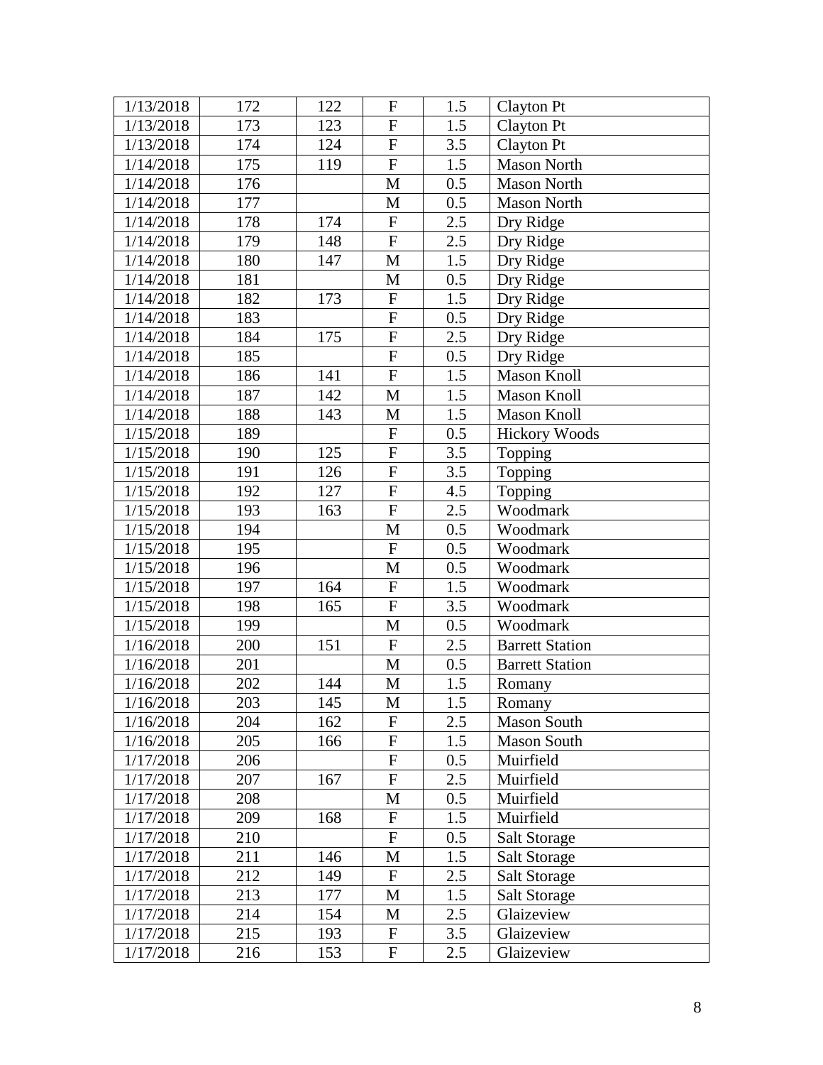| 1/13/2018 | 172 | 122 | F | 1.5 | Clayton Pt |
|---|---|---|---|---|---|
| 1/13/2018 | 173 | 123 | F | 1.5 | Clayton Pt |
| 1/13/2018 | 174 | 124 | F | 3.5 | Clayton Pt |
| 1/14/2018 | 175 | 119 | F | 1.5 | Mason North |
| 1/14/2018 | 176 | | M | 0.5 | Mason North |
| 1/14/2018 | 177 | | M | 0.5 | Mason North |
| 1/14/2018 | 178 | 174 | F | 2.5 | Dry Ridge |
| 1/14/2018 | 179 | 148 | F | 2.5 | Dry Ridge |
| 1/14/2018 | 180 | 147 | M | 1.5 | Dry Ridge |
| 1/14/2018 | 181 | | M | 0.5 | Dry Ridge |
| 1/14/2018 | 182 | 173 | F | 1.5 | Dry Ridge |
| 1/14/2018 | 183 | | F | 0.5 | Dry Ridge |
| 1/14/2018 | 184 | 175 | F | 2.5 | Dry Ridge |
| 1/14/2018 | 185 | | F | 0.5 | Dry Ridge |
| 1/14/2018 | 186 | 141 | F | 1.5 | Mason Knoll |
| 1/14/2018 | 187 | 142 | M | 1.5 | Mason Knoll |
| 1/14/2018 | 188 | 143 | M | 1.5 | Mason Knoll |
| 1/15/2018 | 189 | | F | 0.5 | Hickory Woods |
| 1/15/2018 | 190 | 125 | F | 3.5 | Topping |
| 1/15/2018 | 191 | 126 | F | 3.5 | Topping |
| 1/15/2018 | 192 | 127 | F | 4.5 | Topping |
| 1/15/2018 | 193 | 163 | F | 2.5 | Woodmark |
| 1/15/2018 | 194 | | M | 0.5 | Woodmark |
| 1/15/2018 | 195 | | F | 0.5 | Woodmark |
| 1/15/2018 | 196 | | M | 0.5 | Woodmark |
| 1/15/2018 | 197 | 164 | F | 1.5 | Woodmark |
| 1/15/2018 | 198 | 165 | F | 3.5 | Woodmark |
| 1/15/2018 | 199 | | M | 0.5 | Woodmark |
| 1/16/2018 | 200 | 151 | F | 2.5 | Barrett Station |
| 1/16/2018 | 201 | | M | 0.5 | Barrett Station |
| 1/16/2018 | 202 | 144 | M | 1.5 | Romany |
| 1/16/2018 | 203 | 145 | M | 1.5 | Romany |
| 1/16/2018 | 204 | 162 | F | 2.5 | Mason South |
| 1/16/2018 | 205 | 166 | F | 1.5 | Mason South |
| 1/17/2018 | 206 | | F | 0.5 | Muirfield |
| 1/17/2018 | 207 | 167 | F | 2.5 | Muirfield |
| 1/17/2018 | 208 | | M | 0.5 | Muirfield |
| 1/17/2018 | 209 | 168 | F | 1.5 | Muirfield |
| 1/17/2018 | 210 | | F | 0.5 | Salt Storage |
| 1/17/2018 | 211 | 146 | M | 1.5 | Salt Storage |
| 1/17/2018 | 212 | 149 | F | 2.5 | Salt Storage |
| 1/17/2018 | 213 | 177 | M | 1.5 | Salt Storage |
| 1/17/2018 | 214 | 154 | M | 2.5 | Glaizeview |
| 1/17/2018 | 215 | 193 | F | 3.5 | Glaizeview |
| 1/17/2018 | 216 | 153 | F | 2.5 | Glaizeview |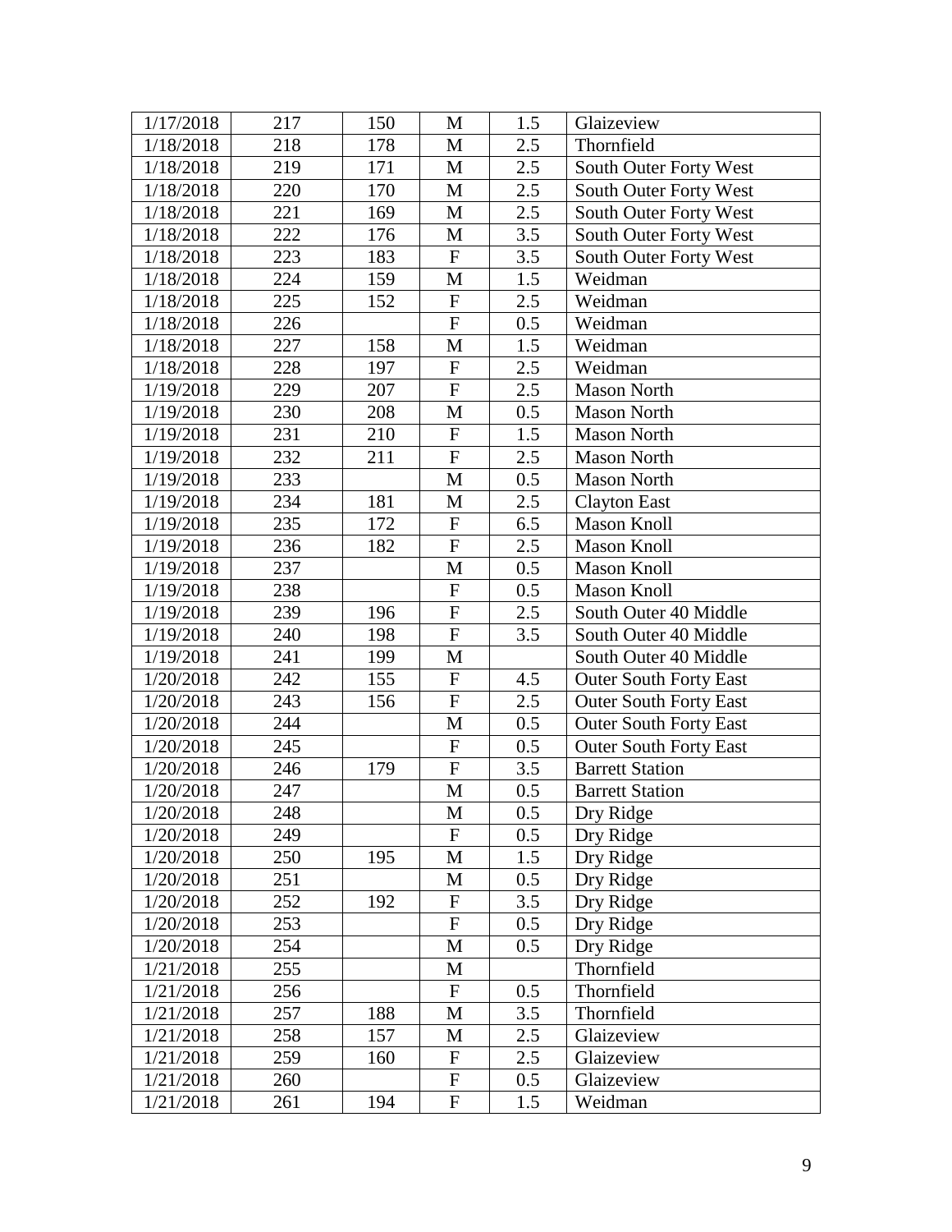| 1/17/2018 | 217 | 150 | M | 1.5 | Glaizeview |
|---|---|---|---|---|---|
| 1/18/2018 | 218 | 178 | M | 2.5 | Thornfield |
| 1/18/2018 | 219 | 171 | M | 2.5 | South Outer Forty West |
| 1/18/2018 | 220 | 170 | M | 2.5 | South Outer Forty West |
| 1/18/2018 | 221 | 169 | M | 2.5 | South Outer Forty West |
| 1/18/2018 | 222 | 176 | M | 3.5 | South Outer Forty West |
| 1/18/2018 | 223 | 183 | F | 3.5 | South Outer Forty West |
| 1/18/2018 | 224 | 159 | M | 1.5 | Weidman |
| 1/18/2018 | 225 | 152 | F | 2.5 | Weidman |
| 1/18/2018 | 226 | | F | 0.5 | Weidman |
| 1/18/2018 | 227 | 158 | M | 1.5 | Weidman |
| 1/18/2018 | 228 | 197 | F | 2.5 | Weidman |
| 1/19/2018 | 229 | 207 | F | 2.5 | Mason North |
| 1/19/2018 | 230 | 208 | M | 0.5 | Mason North |
| 1/19/2018 | 231 | 210 | F | 1.5 | Mason North |
| 1/19/2018 | 232 | 211 | F | 2.5 | Mason North |
| 1/19/2018 | 233 | | M | 0.5 | Mason North |
| 1/19/2018 | 234 | 181 | M | 2.5 | Clayton East |
| 1/19/2018 | 235 | 172 | F | 6.5 | Mason Knoll |
| 1/19/2018 | 236 | 182 | F | 2.5 | Mason Knoll |
| 1/19/2018 | 237 | | M | 0.5 | Mason Knoll |
| 1/19/2018 | 238 | | F | 0.5 | Mason Knoll |
| 1/19/2018 | 239 | 196 | F | 2.5 | South Outer 40 Middle |
| 1/19/2018 | 240 | 198 | F | 3.5 | South Outer 40 Middle |
| 1/19/2018 | 241 | 199 | M | | South Outer 40 Middle |
| 1/20/2018 | 242 | 155 | F | 4.5 | Outer South Forty East |
| 1/20/2018 | 243 | 156 | F | 2.5 | Outer South Forty East |
| 1/20/2018 | 244 | | M | 0.5 | Outer South Forty East |
| 1/20/2018 | 245 | | F | 0.5 | Outer South Forty East |
| 1/20/2018 | 246 | 179 | F | 3.5 | Barrett Station |
| 1/20/2018 | 247 | | M | 0.5 | Barrett Station |
| 1/20/2018 | 248 | | M | 0.5 | Dry Ridge |
| 1/20/2018 | 249 | | F | 0.5 | Dry Ridge |
| 1/20/2018 | 250 | 195 | M | 1.5 | Dry Ridge |
| 1/20/2018 | 251 | | M | 0.5 | Dry Ridge |
| 1/20/2018 | 252 | 192 | F | 3.5 | Dry Ridge |
| 1/20/2018 | 253 | | F | 0.5 | Dry Ridge |
| 1/20/2018 | 254 | | M | 0.5 | Dry Ridge |
| 1/21/2018 | 255 | | M | | Thornfield |
| 1/21/2018 | 256 | | F | 0.5 | Thornfield |
| 1/21/2018 | 257 | 188 | M | 3.5 | Thornfield |
| 1/21/2018 | 258 | 157 | M | 2.5 | Glaizeview |
| 1/21/2018 | 259 | 160 | F | 2.5 | Glaizeview |
| 1/21/2018 | 260 | | F | 0.5 | Glaizeview |
| 1/21/2018 | 261 | 194 | F | 1.5 | Weidman |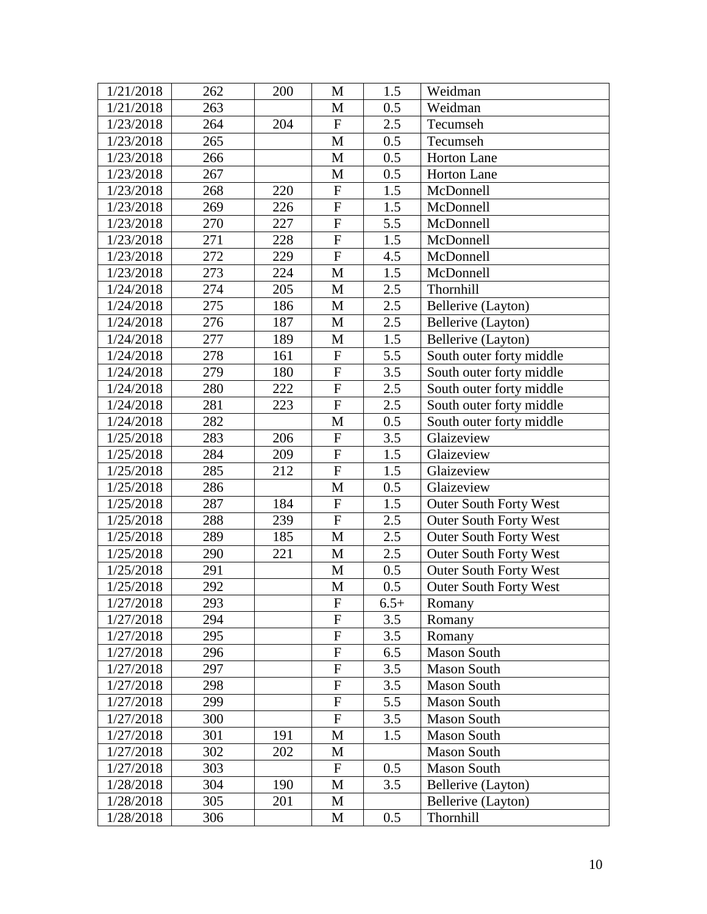| 1/21/2018 | 262 | 200 | M | 1.5 | Weidman |
|---|---|---|---|---|---|
| 1/21/2018 | 263 | | M | 0.5 | Weidman |
| 1/23/2018 | 264 | 204 | F | 2.5 | Tecumseh |
| 1/23/2018 | 265 | | M | 0.5 | Tecumseh |
| 1/23/2018 | 266 | | M | 0.5 | Horton Lane |
| 1/23/2018 | 267 | | M | 0.5 | Horton Lane |
| 1/23/2018 | 268 | 220 | F | 1.5 | McDonnell |
| 1/23/2018 | 269 | 226 | F | 1.5 | McDonnell |
| 1/23/2018 | 270 | 227 | F | 5.5 | McDonnell |
| 1/23/2018 | 271 | 228 | F | 1.5 | McDonnell |
| 1/23/2018 | 272 | 229 | F | 4.5 | McDonnell |
| 1/23/2018 | 273 | 224 | M | 1.5 | McDonnell |
| 1/24/2018 | 274 | 205 | M | 2.5 | Thornhill |
| 1/24/2018 | 275 | 186 | M | 2.5 | Bellerive (Layton) |
| 1/24/2018 | 276 | 187 | M | 2.5 | Bellerive (Layton) |
| 1/24/2018 | 277 | 189 | M | 1.5 | Bellerive (Layton) |
| 1/24/2018 | 278 | 161 | F | 5.5 | South outer forty middle |
| 1/24/2018 | 279 | 180 | F | 3.5 | South outer forty middle |
| 1/24/2018 | 280 | 222 | F | 2.5 | South outer forty middle |
| 1/24/2018 | 281 | 223 | F | 2.5 | South outer forty middle |
| 1/24/2018 | 282 | | M | 0.5 | South outer forty middle |
| 1/25/2018 | 283 | 206 | F | 3.5 | Glaizeview |
| 1/25/2018 | 284 | 209 | F | 1.5 | Glaizeview |
| 1/25/2018 | 285 | 212 | F | 1.5 | Glaizeview |
| 1/25/2018 | 286 | | M | 0.5 | Glaizeview |
| 1/25/2018 | 287 | 184 | F | 1.5 | Outer South Forty West |
| 1/25/2018 | 288 | 239 | F | 2.5 | Outer South Forty West |
| 1/25/2018 | 289 | 185 | M | 2.5 | Outer South Forty West |
| 1/25/2018 | 290 | 221 | M | 2.5 | Outer South Forty West |
| 1/25/2018 | 291 | | M | 0.5 | Outer South Forty West |
| 1/25/2018 | 292 | | M | 0.5 | Outer South Forty West |
| 1/27/2018 | 293 | | F | 6.5+ | Romany |
| 1/27/2018 | 294 | | F | 3.5 | Romany |
| 1/27/2018 | 295 | | F | 3.5 | Romany |
| 1/27/2018 | 296 | | F | 6.5 | Mason South |
| 1/27/2018 | 297 | | F | 3.5 | Mason South |
| 1/27/2018 | 298 | | F | 3.5 | Mason South |
| 1/27/2018 | 299 | | F | 5.5 | Mason South |
| 1/27/2018 | 300 | | F | 3.5 | Mason South |
| 1/27/2018 | 301 | 191 | M | 1.5 | Mason South |
| 1/27/2018 | 302 | 202 | M | | Mason South |
| 1/27/2018 | 303 | | F | 0.5 | Mason South |
| 1/28/2018 | 304 | 190 | M | 3.5 | Bellerive (Layton) |
| 1/28/2018 | 305 | 201 | M | | Bellerive (Layton) |
| 1/28/2018 | 306 | | M | 0.5 | Thornhill |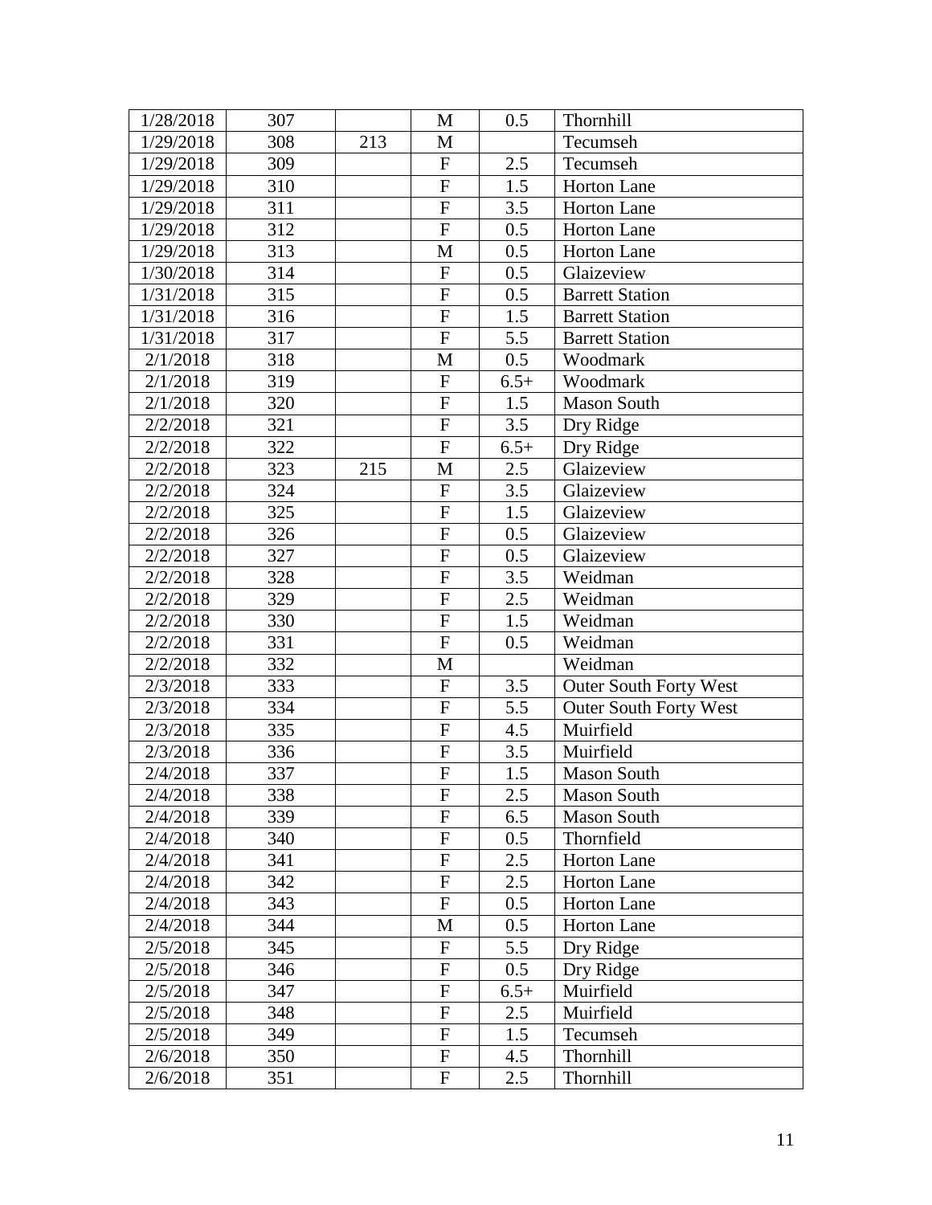| 1/28/2018 | 307 | | M | 0.5 | Thornhill |
|---|---|---|---|---|---|
| 1/29/2018 | 308 | 213 | M | | Tecumseh |
| 1/29/2018 | 309 | | F | 2.5 | Tecumseh |
| 1/29/2018 | 310 | | F | 1.5 | Horton Lane |
| 1/29/2018 | 311 | | F | 3.5 | Horton Lane |
| 1/29/2018 | 312 | | F | 0.5 | Horton Lane |
| 1/29/2018 | 313 | | M | 0.5 | Horton Lane |
| 1/30/2018 | 314 | | F | 0.5 | Glaizeview |
| 1/31/2018 | 315 | | F | 0.5 | Barrett Station |
| 1/31/2018 | 316 | | F | 1.5 | Barrett Station |
| 1/31/2018 | 317 | | F | 5.5 | Barrett Station |
| 2/1/2018 | 318 | | M | 0.5 | Woodmark |
| 2/1/2018 | 319 | | F | 6.5+ | Woodmark |
| 2/1/2018 | 320 | | F | 1.5 | Mason South |
| 2/2/2018 | 321 | | F | 3.5 | Dry Ridge |
| 2/2/2018 | 322 | | F | 6.5+ | Dry Ridge |
| 2/2/2018 | 323 | 215 | M | 2.5 | Glaizeview |
| 2/2/2018 | 324 | | F | 3.5 | Glaizeview |
| 2/2/2018 | 325 | | F | 1.5 | Glaizeview |
| 2/2/2018 | 326 | | F | 0.5 | Glaizeview |
| 2/2/2018 | 327 | | F | 0.5 | Glaizeview |
| 2/2/2018 | 328 | | F | 3.5 | Weidman |
| 2/2/2018 | 329 | | F | 2.5 | Weidman |
| 2/2/2018 | 330 | | F | 1.5 | Weidman |
| 2/2/2018 | 331 | | F | 0.5 | Weidman |
| 2/2/2018 | 332 | | M | | Weidman |
| 2/3/2018 | 333 | | F | 3.5 | Outer South Forty West |
| 2/3/2018 | 334 | | F | 5.5 | Outer South Forty West |
| 2/3/2018 | 335 | | F | 4.5 | Muirfield |
| 2/3/2018 | 336 | | F | 3.5 | Muirfield |
| 2/4/2018 | 337 | | F | 1.5 | Mason South |
| 2/4/2018 | 338 | | F | 2.5 | Mason South |
| 2/4/2018 | 339 | | F | 6.5 | Mason South |
| 2/4/2018 | 340 | | F | 0.5 | Thornfield |
| 2/4/2018 | 341 | | F | 2.5 | Horton Lane |
| 2/4/2018 | 342 | | F | 2.5 | Horton Lane |
| 2/4/2018 | 343 | | F | 0.5 | Horton Lane |
| 2/4/2018 | 344 | | M | 0.5 | Horton Lane |
| 2/5/2018 | 345 | | F | 5.5 | Dry Ridge |
| 2/5/2018 | 346 | | F | 0.5 | Dry Ridge |
| 2/5/2018 | 347 | | F | 6.5+ | Muirfield |
| 2/5/2018 | 348 | | F | 2.5 | Muirfield |
| 2/5/2018 | 349 | | F | 1.5 | Tecumseh |
| 2/6/2018 | 350 | | F | 4.5 | Thornhill |
| 2/6/2018 | 351 | | F | 2.5 | Thornhill |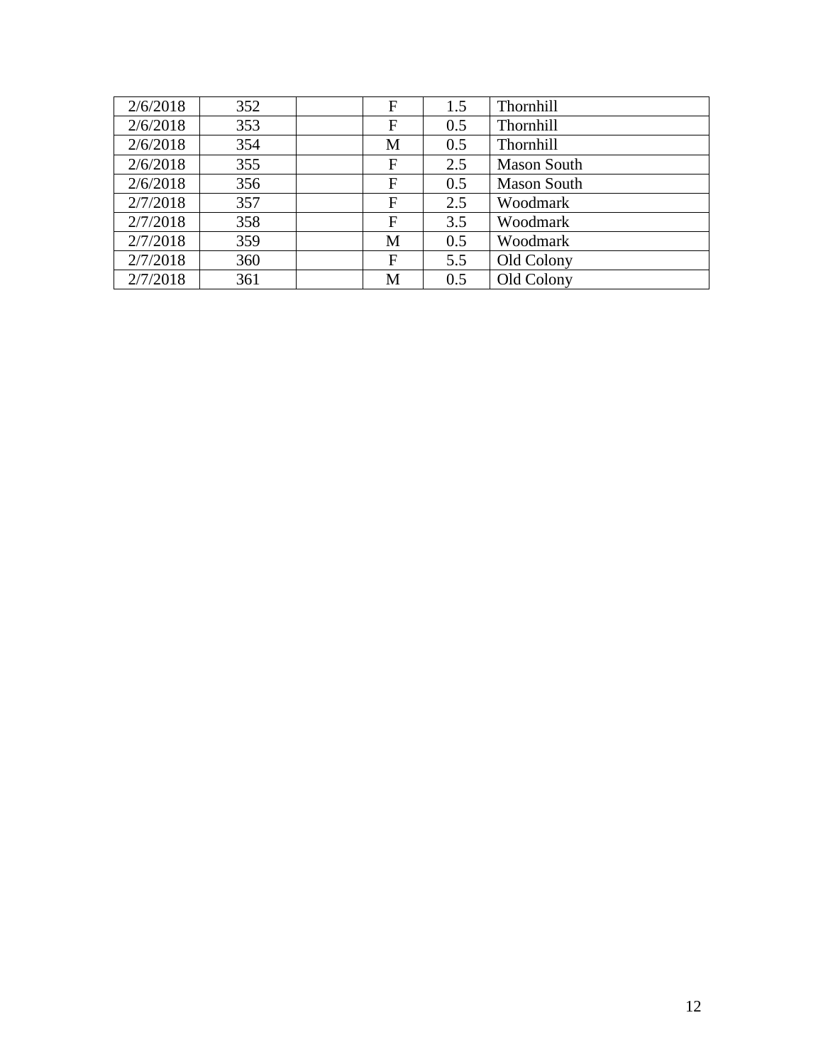| | | | | | |
|---|---|---|---|---|---|
| 2/6/2018 | 352 | | F | 1.5 | Thornhill |
| 2/6/2018 | 353 | | F | 0.5 | Thornhill |
| 2/6/2018 | 354 | | M | 0.5 | Thornhill |
| 2/6/2018 | 355 | | F | 2.5 | Mason South |
| 2/6/2018 | 356 | | F | 0.5 | Mason South |
| 2/7/2018 | 357 | | F | 2.5 | Woodmark |
| 2/7/2018 | 358 | | F | 3.5 | Woodmark |
| 2/7/2018 | 359 | | M | 0.5 | Woodmark |
| 2/7/2018 | 360 | | F | 5.5 | Old Colony |
| 2/7/2018 | 361 | | M | 0.5 | Old Colony |